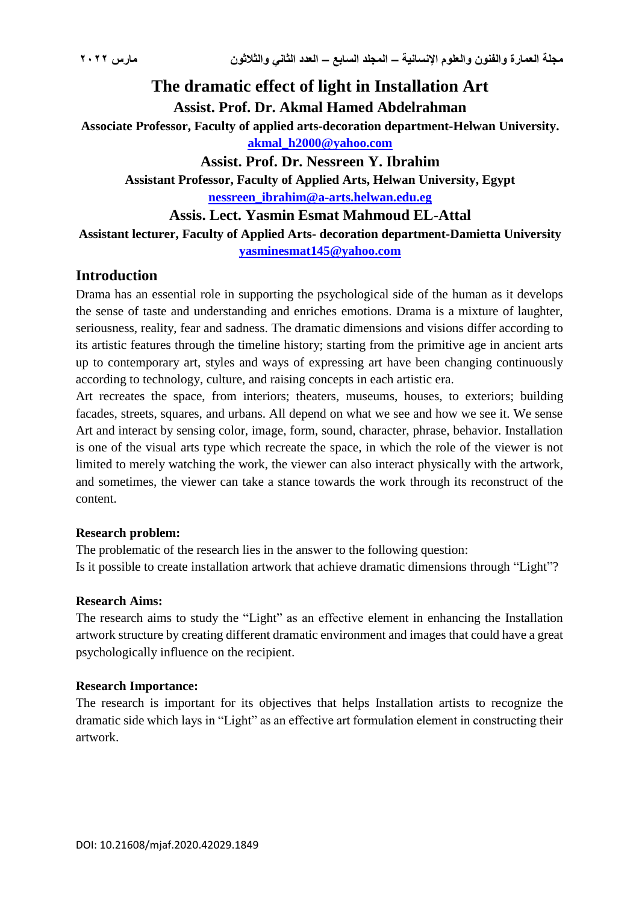# The dramatic effect of light in Installation Art

**Assist. Prof. Dr. Akmal Hamed Abdelrahman**

**Associate Professor, Faculty of applied arts-decoration department-Helwan University.**

akmal_h2000@yahoo.com

**Assist. Prof. Dr. Nessreen Y. Ibrahim**

**Assistant Professor, Faculty of Applied Arts, Helwan University, Egypt**

nessreen_ibrahim@a-arts.helwan.edu.eg

**Assis. Lect. Yasmin Esmat Mahmoud EL-Attal**

**Assistant lecturer, Faculty of Applied Arts- decoration department-Damietta University**

yasminesmat145@yahoo.com

## Introduction

Drama has an essential role in supporting the psychological side of the human as it develops the sense of taste and understanding and enriches emotions. Drama is a mixture of laughter, seriousness, reality, fear and sadness. The dramatic dimensions and visions differ according to its artistic features through the timeline history; starting from the primitive age in ancient arts up to contemporary art, styles and ways of expressing art have been changing continuously according to technology, culture, and raising concepts in each artistic era.

Art recreates the space, from interiors; theaters, museums, houses, to exteriors; building facades, streets, squares, and urbans. All depend on what we see and how we see it. We sense Art and interact by sensing color, image, form, sound, character, phrase, behavior. Installation is one of the visual arts type which recreate the space, in which the role of the viewer is not limited to merely watching the work, the viewer can also interact physically with the artwork, and sometimes, the viewer can take a stance towards the work through its reconstruct of the content.

**Research problem:**

The problematic of the research lies in the answer to the following question:
Is it possible to create installation artwork that achieve dramatic dimensions through "Light"?

**Research Aims:**

The research aims to study the "Light" as an effective element in enhancing the Installation artwork structure by creating different dramatic environment and images that could have a great psychologically influence on the recipient.

**Research Importance:**

The research is important for its objectives that helps Installation artists to recognize the dramatic side which lays in "Light" as an effective art formulation element in constructing their artwork.

DOI: 10.21608/mjaf.2020.42029.1849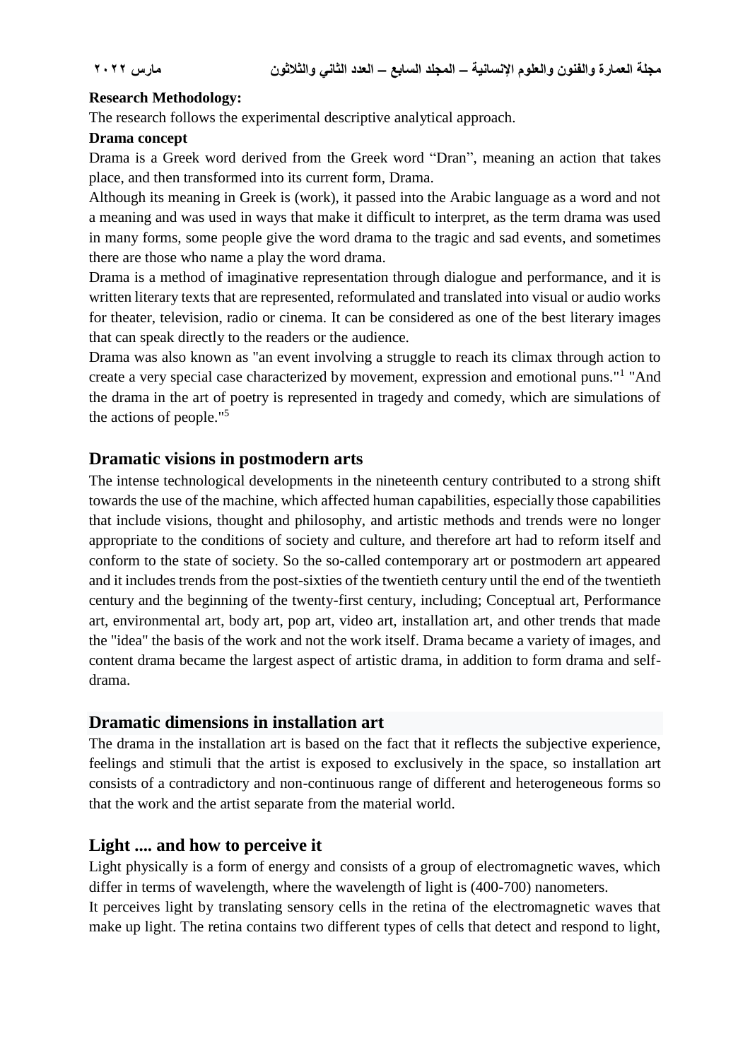**Research Methodology:**

The research follows the experimental descriptive analytical approach.

**Drama concept**

Drama is a Greek word derived from the Greek word “Dran”, meaning an action that takes place, and then transformed into its current form, Drama.

Although its meaning in Greek is (work), it passed into the Arabic language as a word and not a meaning and was used in ways that make it difficult to interpret, as the term drama was used in many forms, some people give the word drama to the tragic and sad events, and sometimes there are those who name a play the word drama.

Drama is a method of imaginative representation through dialogue and performance, and it is written literary texts that are represented, reformulated and translated into visual or audio works for theater, television, radio or cinema. It can be considered as one of the best literary images that can speak directly to the readers or the audience.

Drama was also known as "an event involving a struggle to reach its climax through action to create a very special case characterized by movement, expression and emotional puns."[1] "And the drama in the art of poetry is represented in tragedy and comedy, which are simulations of the actions of people."[5]

## Dramatic visions in postmodern arts

The intense technological developments in the nineteenth century contributed to a strong shift towards the use of the machine, which affected human capabilities, especially those capabilities that include visions, thought and philosophy, and artistic methods and trends were no longer appropriate to the conditions of society and culture, and therefore art had to reform itself and conform to the state of society. So the so-called contemporary art or postmodern art appeared and it includes trends from the post-sixties of the twentieth century until the end of the twentieth century and the beginning of the twenty-first century, including; Conceptual art, Performance art, environmental art, body art, pop art, video art, installation art, and other trends that made the "idea" the basis of the work and not the work itself. Drama became a variety of images, and content drama became the largest aspect of artistic drama, in addition to form drama and self-drama.

## Dramatic dimensions in installation art

The drama in the installation art is based on the fact that it reflects the subjective experience, feelings and stimuli that the artist is exposed to exclusively in the space, so installation art consists of a contradictory and non-continuous range of different and heterogeneous forms so that the work and the artist separate from the material world.

## Light .... and how to perceive it

Light physically is a form of energy and consists of a group of electromagnetic waves, which differ in terms of wavelength, where the wavelength of light is (400-700) nanometers.

It perceives light by translating sensory cells in the retina of the electromagnetic waves that make up light. The retina contains two different types of cells that detect and respond to light,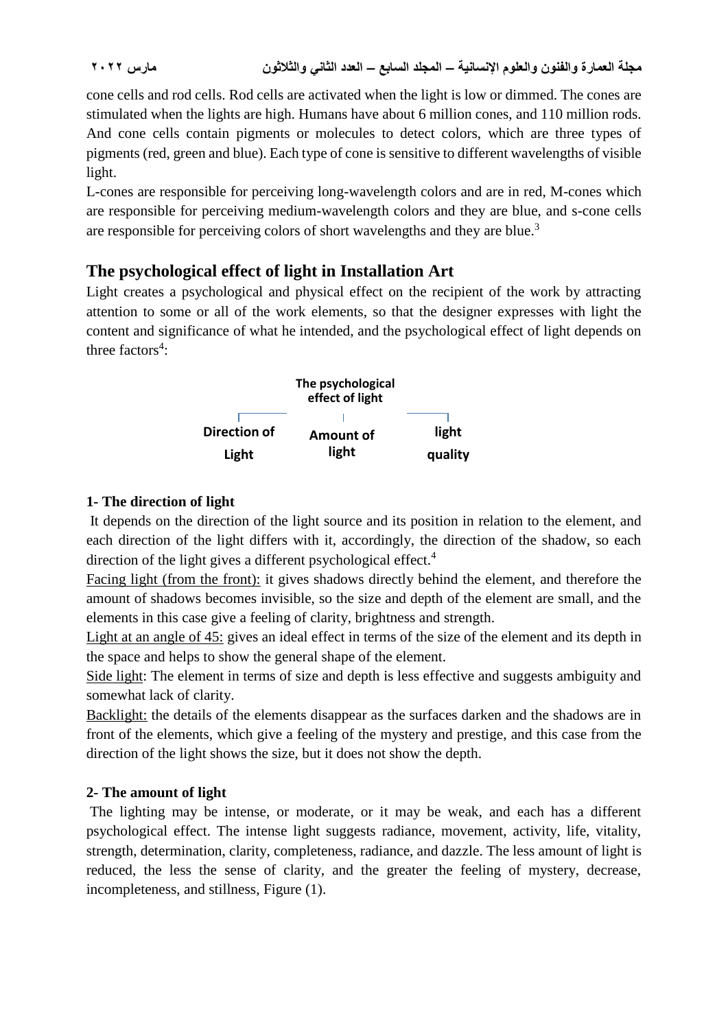cone cells and rod cells. Rod cells are activated when the light is low or dimmed. The cones are stimulated when the lights are high. Humans have about 6 million cones, and 110 million rods. And cone cells contain pigments or molecules to detect colors, which are three types of pigments (red, green and blue). Each type of cone is sensitive to different wavelengths of visible light.

L-cones are responsible for perceiving long-wavelength colors and are in red, M-cones which are responsible for perceiving medium-wavelength colors and they are blue, and s-cone cells are responsible for perceiving colors of short wavelengths and they are blue.[3]

## The psychological effect of light in Installation Art

Light creates a psychological and physical effect on the recipient of the work by attracting attention to some or all of the work elements, so that the designer expresses with light the content and significance of what he intended, and the psychological effect of light depends on three factors[4]:

**The psychological effect of light**

- **Direction of Light**
- **Amount of light**
- **light quality**

### 1- The direction of light

It depends on the direction of the light source and its position in relation to the element, and each direction of the light differs with it, accordingly, the direction of the shadow, so each direction of the light gives a different psychological effect.[4]

Facing light (from the front): it gives shadows directly behind the element, and therefore the amount of shadows becomes invisible, so the size and depth of the element are small, and the elements in this case give a feeling of clarity, brightness and strength.

Light at an angle of 45: gives an ideal effect in terms of the size of the element and its depth in the space and helps to show the general shape of the element.

Side light: The element in terms of size and depth is less effective and suggests ambiguity and somewhat lack of clarity.

Backlight: the details of the elements disappear as the surfaces darken and the shadows are in front of the elements, which give a feeling of the mystery and prestige, and this case from the direction of the light shows the size, but it does not show the depth.

### 2- The amount of light

The lighting may be intense, or moderate, or it may be weak, and each has a different psychological effect. The intense light suggests radiance, movement, activity, life, vitality, strength, determination, clarity, completeness, radiance, and dazzle. The less amount of light is reduced, the less the sense of clarity, and the greater the feeling of mystery, decrease, incompleteness, and stillness, Figure (1).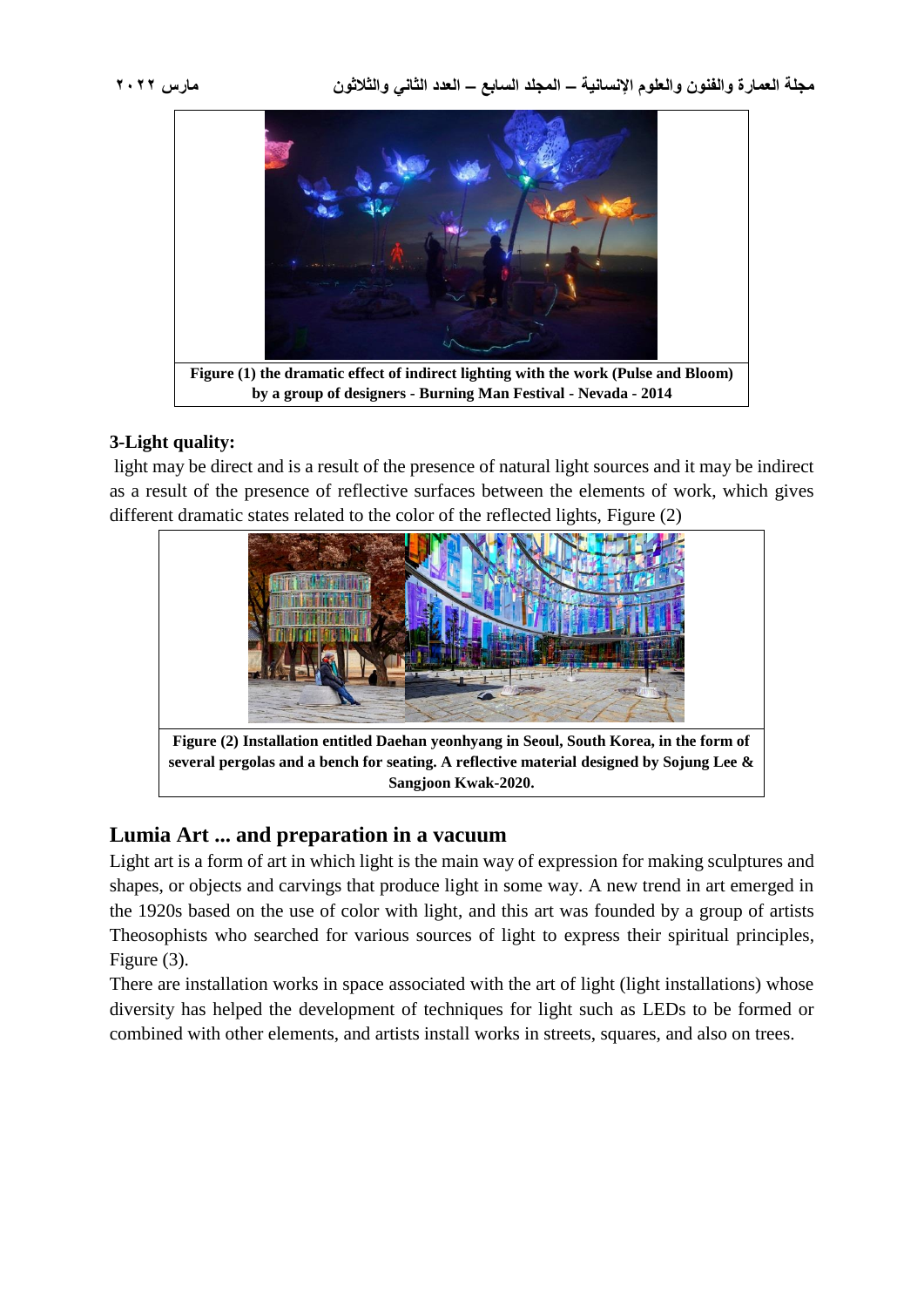Figure (1) the dramatic effect of indirect lighting with the work (Pulse and Bloom) by a group of designers - Burning Man Festival - Nevada - 2014

**3-Light quality:**

light may be direct and is a result of the presence of natural light sources and it may be indirect as a result of the presence of reflective surfaces between the elements of work, which gives different dramatic states related to the color of the reflected lights, Figure (2)

Figure (2) Installation entitled Daehan yeonhyang in Seoul, South Korea, in the form of several pergolas and a bench for seating. A reflective material designed by Sojung Lee & Sangjoon Kwak-2020.

## Lumia Art ... and preparation in a vacuum

Light art is a form of art in which light is the main way of expression for making sculptures and shapes, or objects and carvings that produce light in some way. A new trend in art emerged in the 1920s based on the use of color with light, and this art was founded by a group of artists Theosophists who searched for various sources of light to express their spiritual principles, Figure (3).

There are installation works in space associated with the art of light (light installations) whose diversity has helped the development of techniques for light such as LEDs to be formed or combined with other elements, and artists install works in streets, squares, and also on trees.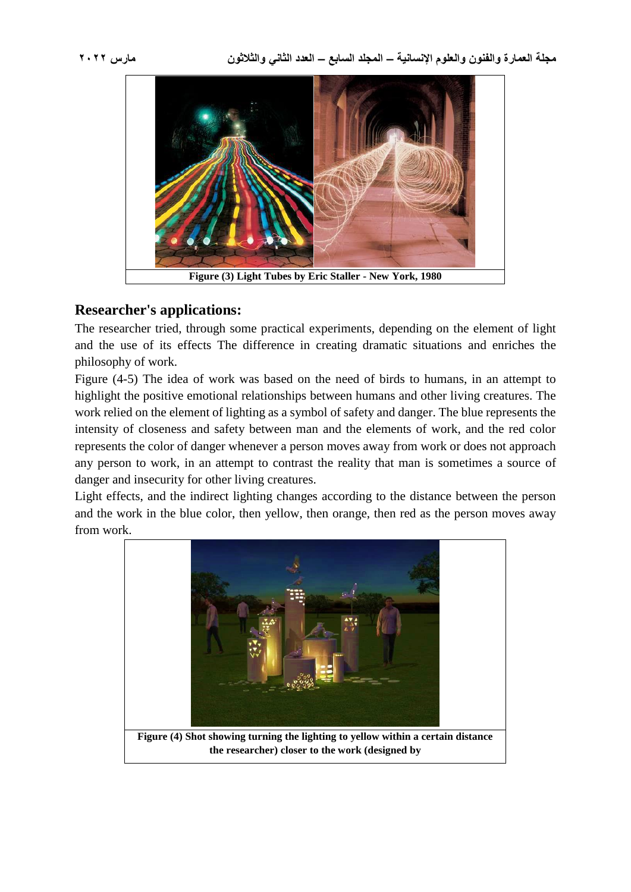Figure (3) Light Tubes by Eric Staller - New York, 1980

## Researcher's applications:

The researcher tried, through some practical experiments, depending on the element of light and the use of its effects The difference in creating dramatic situations and enriches the philosophy of work.

Figure (4-5) The idea of work was based on the need of birds to humans, in an attempt to highlight the positive emotional relationships between humans and other living creatures. The work relied on the element of lighting as a symbol of safety and danger. The blue represents the intensity of closeness and safety between man and the elements of work, and the red color represents the color of danger whenever a person moves away from work or does not approach any person to work, in an attempt to contrast the reality that man is sometimes a source of danger and insecurity for other living creatures.

Light effects, and the indirect lighting changes according to the distance between the person and the work in the blue color, then yellow, then orange, then red as the person moves away from work.

**Figure (4) Shot showing turning the lighting to yellow within a certain distance the researcher) closer to the work (designed by**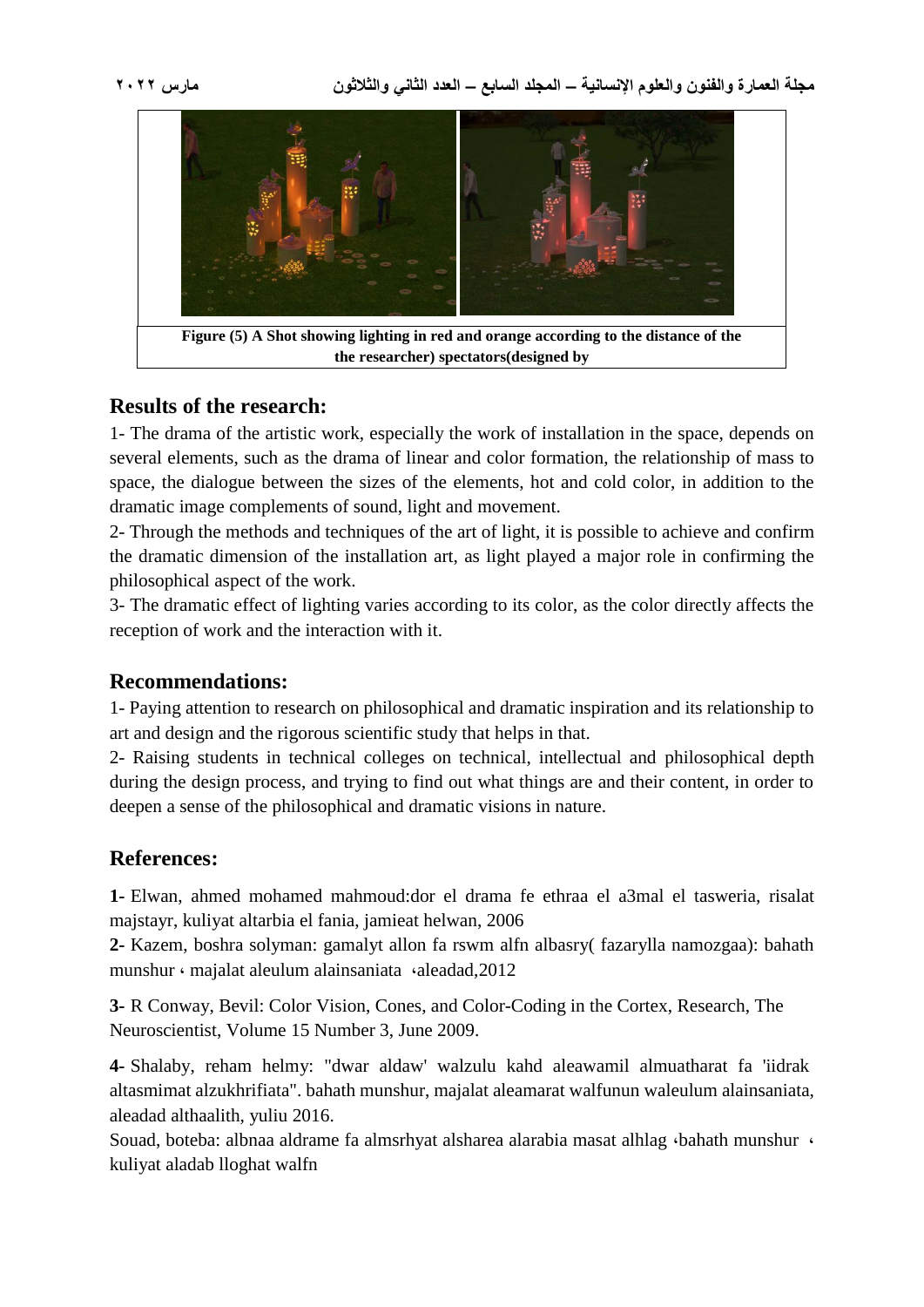Figure (5) A Shot showing lighting in red and orange according to the distance of the spectators(designed by the researcher)

## Results of the research:

1- The drama of the artistic work, especially the work of installation in the space, depends on several elements, such as the drama of linear and color formation, the relationship of mass to space, the dialogue between the sizes of the elements, hot and cold color, in addition to the dramatic image complements of sound, light and movement.

2- Through the methods and techniques of the art of light, it is possible to achieve and confirm the dramatic dimension of the installation art, as light played a major role in confirming the philosophical aspect of the work.

3- The dramatic effect of lighting varies according to its color, as the color directly affects the reception of work and the interaction with it.

## Recommendations:

1- Paying attention to research on philosophical and dramatic inspiration and its relationship to art and design and the rigorous scientific study that helps in that.

2- Raising students in technical colleges on technical, intellectual and philosophical depth during the design process, and trying to find out what things are and their content, in order to deepen a sense of the philosophical and dramatic visions in nature.

## References:

**1-** Elwan, ahmed mohamed mahmoud:dor el drama fe ethraa el a3mal el tasweria, risalat majstayr, kuliyat altarbia el fania, jamieat helwan, 2006

**2-** Kazem, boshra solyman: gamalyt allon fa rswm alfn albasry( fazarylla namozgaa): bahath munshur ، majalat aleulum alainsaniata ،aleadad,2012

**3-** R Conway, Bevil: Color Vision, Cones, and Color-Coding in the Cortex, Research, The Neuroscientist, Volume 15 Number 3, June 2009.

**4-** Shalaby, reham helmy: "dwar aldaw' walzulu kahd aleawamil almuatharat fa 'iidrak altasmimat alzukhrifiata". bahath munshur, majalat aleamarat walfunun waleulum alainsaniata, aleadad althaalith, yuliu 2016.

Souad, boteba: albnaa aldrame fa almsrhyat alsharea alarabia masat alhlag ،bahath munshur ، kuliyat aladab lloghat walfn